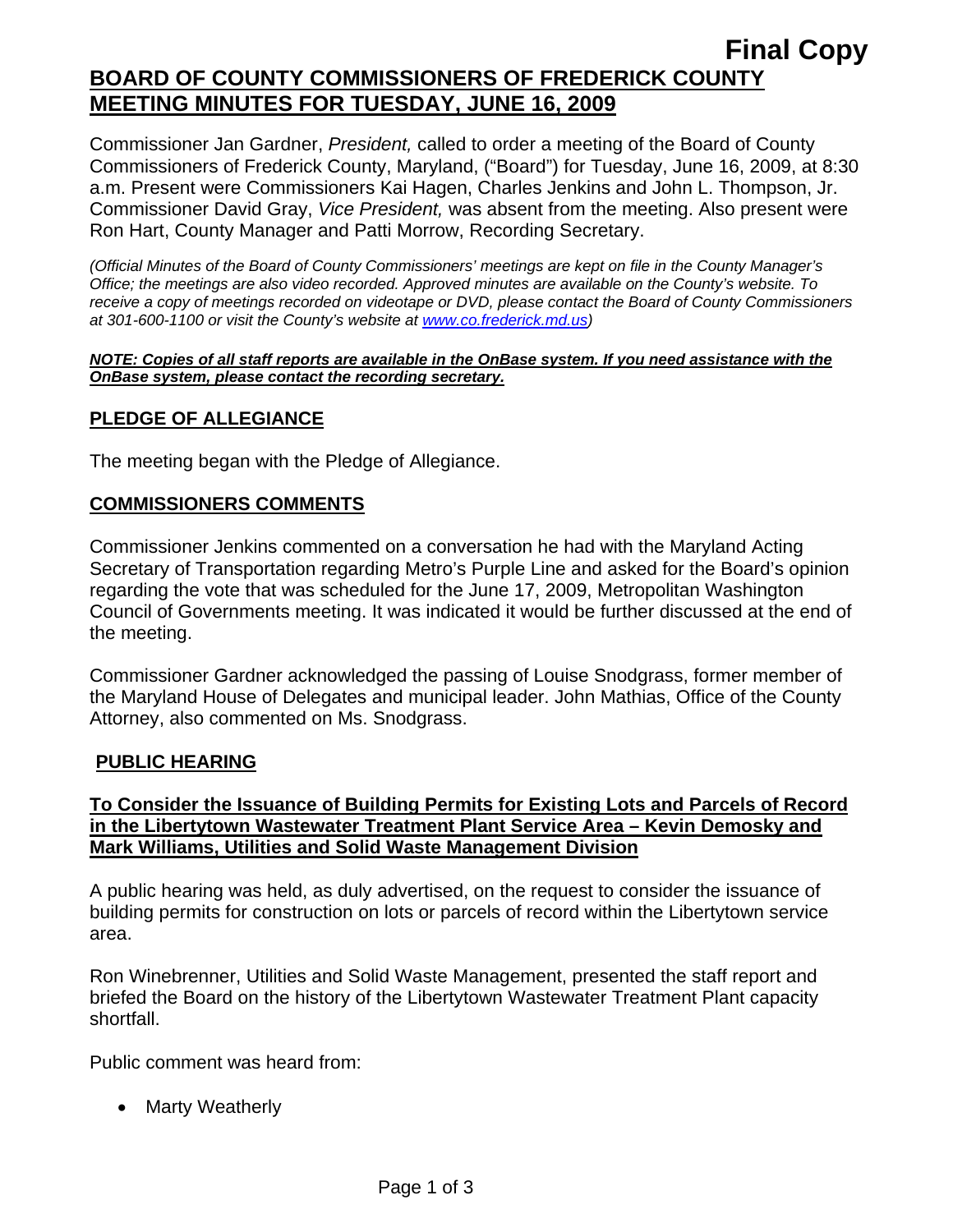**Final Copy**

# BOARD OF COUNTY COMMISSIONERS OF FREDERICK COUNTY MEETING MINUTES FOR TUESDAY, JUNE 16, 2009

Commissioner Jan Gardner, *President,* called to order a meeting of the Board of County Commissioners of Frederick County, Maryland, ("Board") for Tuesday, June 16, 2009, at 8:30 a.m. Present were Commissioners Kai Hagen, Charles Jenkins and John L. Thompson, Jr. Commissioner David Gray, *Vice President,* was absent from the meeting. Also present were Ron Hart, County Manager and Patti Morrow, Recording Secretary.

*(Official Minutes of the Board of County Commissioners' meetings are kept on file in the County Manager's Office; the meetings are also video recorded. Approved minutes are available on the County's website. To receive a copy of meetings recorded on videotape or DVD, please contact the Board of County Commissioners at 301-600-1100 or visit the County's website at www.co.frederick.md.us)*

***NOTE: Copies of all staff reports are available in the OnBase system. If you need assistance with the OnBase system, please contact the recording secretary.***

## PLEDGE OF ALLEGIANCE

The meeting began with the Pledge of Allegiance.

## COMMISSIONERS COMMENTS

Commissioner Jenkins commented on a conversation he had with the Maryland Acting Secretary of Transportation regarding Metro's Purple Line and asked for the Board's opinion regarding the vote that was scheduled for the June 17, 2009, Metropolitan Washington Council of Governments meeting. It was indicated it would be further discussed at the end of the meeting.

Commissioner Gardner acknowledged the passing of Louise Snodgrass, former member of the Maryland House of Delegates and municipal leader. John Mathias, Office of the County Attorney, also commented on Ms. Snodgrass.

## PUBLIC HEARING

### To Consider the Issuance of Building Permits for Existing Lots and Parcels of Record in the Libertytown Wastewater Treatment Plant Service Area – Kevin Demosky and Mark Williams, Utilities and Solid Waste Management Division

A public hearing was held, as duly advertised, on the request to consider the issuance of building permits for construction on lots or parcels of record within the Libertytown service area.

Ron Winebrenner, Utilities and Solid Waste Management, presented the staff report and briefed the Board on the history of the Libertytown Wastewater Treatment Plant capacity shortfall.

Public comment was heard from:

- Marty Weatherly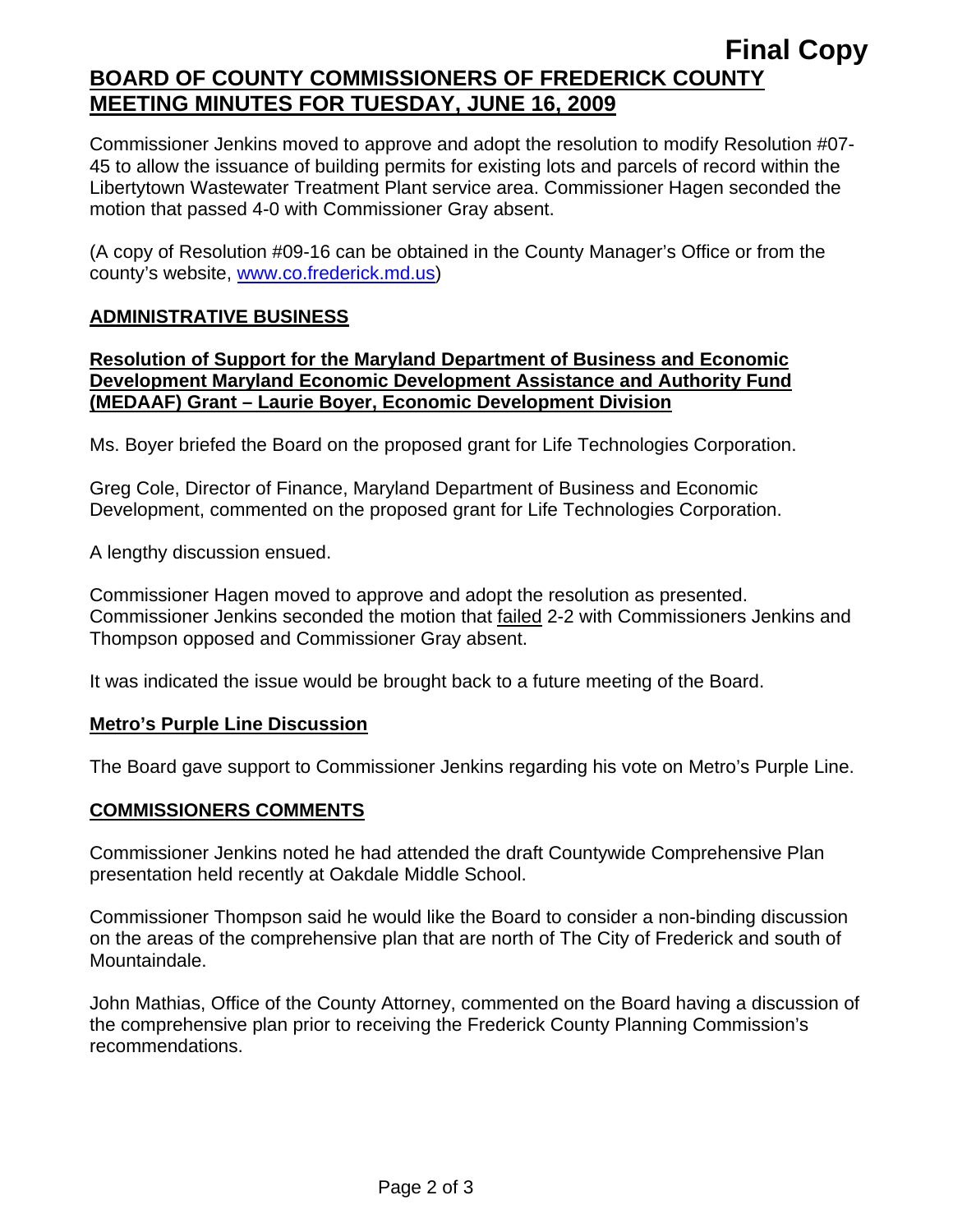Commissioner Jenkins moved to approve and adopt the resolution to modify Resolution #07-45 to allow the issuance of building permits for existing lots and parcels of record within the Libertytown Wastewater Treatment Plant service area. Commissioner Hagen seconded the motion that passed 4-0 with Commissioner Gray absent.

(A copy of Resolution #09-16 can be obtained in the County Manager's Office or from the county's website, www.co.frederick.md.us)

## ADMINISTRATIVE BUSINESS

### Resolution of Support for the Maryland Department of Business and Economic Development Maryland Economic Development Assistance and Authority Fund (MEDAAF) Grant – Laurie Boyer, Economic Development Division

Ms. Boyer briefed the Board on the proposed grant for Life Technologies Corporation.

Greg Cole, Director of Finance, Maryland Department of Business and Economic Development, commented on the proposed grant for Life Technologies Corporation.

A lengthy discussion ensued.

Commissioner Hagen moved to approve and adopt the resolution as presented. Commissioner Jenkins seconded the motion that failed 2-2 with Commissioners Jenkins and Thompson opposed and Commissioner Gray absent.

It was indicated the issue would be brought back to a future meeting of the Board.

### Metro's Purple Line Discussion

The Board gave support to Commissioner Jenkins regarding his vote on Metro's Purple Line.

## COMMISSIONERS COMMENTS

Commissioner Jenkins noted he had attended the draft Countywide Comprehensive Plan presentation held recently at Oakdale Middle School.

Commissioner Thompson said he would like the Board to consider a non-binding discussion on the areas of the comprehensive plan that are north of The City of Frederick and south of Mountaindale.

John Mathias, Office of the County Attorney, commented on the Board having a discussion of the comprehensive plan prior to receiving the Frederick County Planning Commission's recommendations.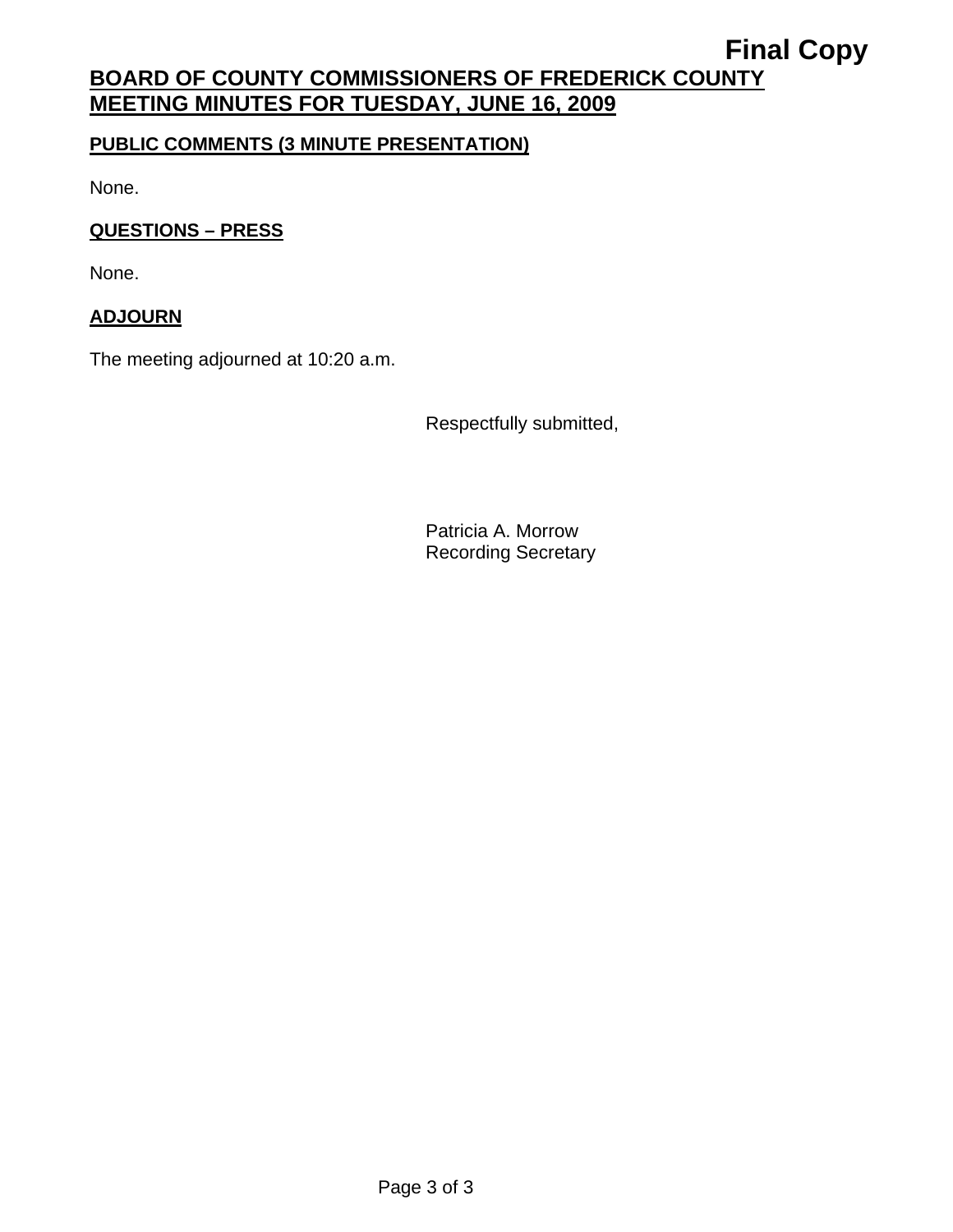**Final Copy**

## BOARD OF COUNTY COMMISSIONERS OF FREDERICK COUNTY MEETING MINUTES FOR TUESDAY, JUNE 16, 2009

### PUBLIC COMMENTS (3 MINUTE PRESENTATION)

None.

### QUESTIONS – PRESS

None.

### ADJOURN

The meeting adjourned at 10:20 a.m.

Respectfully submitted,

Patricia A. Morrow
Recording Secretary